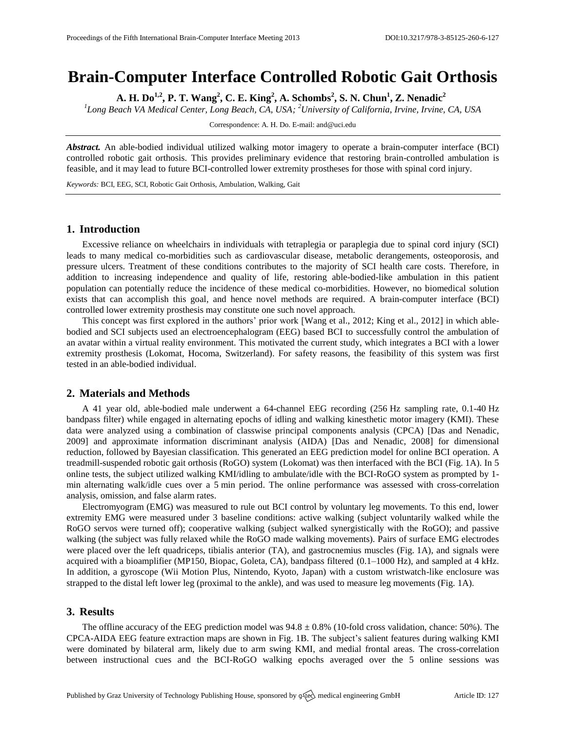# Brain-Computer Interface Controlled Robotic Gait Orthosis

**A. H. Do[1,2], P. T. Wang[2], C. E. King[2], A. Schombs[2], S. N. Chun[1], Z. Nenadic[2]**

*[1]Long Beach VA Medical Center, Long Beach, CA, USA; [2]University of California, Irvine, Irvine, CA, USA*

Correspondence: A. H. Do. E-mail: and@uci.edu

***Abstract.*** An able-bodied individual utilized walking motor imagery to operate a brain-computer interface (BCI) controlled robotic gait orthosis. This provides preliminary evidence that restoring brain-controlled ambulation is feasible, and it may lead to future BCI-controlled lower extremity prostheses for those with spinal cord injury.

*Keywords:* BCI, EEG, SCI, Robotic Gait Orthosis, Ambulation, Walking, Gait

## 1. Introduction

Excessive reliance on wheelchairs in individuals with tetraplegia or paraplegia due to spinal cord injury (SCI) leads to many medical co-morbidities such as cardiovascular disease, metabolic derangements, osteoporosis, and pressure ulcers. Treatment of these conditions contributes to the majority of SCI health care costs. Therefore, in addition to increasing independence and quality of life, restoring able-bodied-like ambulation in this patient population can potentially reduce the incidence of these medical co-morbidities. However, no biomedical solution exists that can accomplish this goal, and hence novel methods are required. A brain-computer interface (BCI) controlled lower extremity prosthesis may constitute one such novel approach.

This concept was first explored in the authors' prior work [Wang et al., 2012; King et al., 2012] in which able-bodied and SCI subjects used an electroencephalogram (EEG) based BCI to successfully control the ambulation of an avatar within a virtual reality environment. This motivated the current study, which integrates a BCI with a lower extremity prosthesis (Lokomat, Hocoma, Switzerland). For safety reasons, the feasibility of this system was first tested in an able-bodied individual.

## 2. Materials and Methods

A 41 year old, able-bodied male underwent a 64-channel EEG recording (256 Hz sampling rate, 0.1-40 Hz bandpass filter) while engaged in alternating epochs of idling and walking kinesthetic motor imagery (KMI). These data were analyzed using a combination of classwise principal components analysis (CPCA) [Das and Nenadic, 2009] and approximate information discriminant analysis (AIDA) [Das and Nenadic, 2008] for dimensional reduction, followed by Bayesian classification. This generated an EEG prediction model for online BCI operation. A treadmill-suspended robotic gait orthosis (RoGO) system (Lokomat) was then interfaced with the BCI (Fig. 1A). In 5 online tests, the subject utilized walking KMI/idling to ambulate/idle with the BCI-RoGO system as prompted by 1-min alternating walk/idle cues over a 5 min period. The online performance was assessed with cross-correlation analysis, omission, and false alarm rates.

Electromyogram (EMG) was measured to rule out BCI control by voluntary leg movements. To this end, lower extremity EMG were measured under 3 baseline conditions: active walking (subject voluntarily walked while the RoGO servos were turned off); cooperative walking (subject walked synergistically with the RoGO); and passive walking (the subject was fully relaxed while the RoGO made walking movements). Pairs of surface EMG electrodes were placed over the left quadriceps, tibialis anterior (TA), and gastrocnemius muscles (Fig. 1A), and signals were acquired with a bioamplifier (MP150, Biopac, Goleta, CA), bandpass filtered (0.1–1000 Hz), and sampled at 4 kHz. In addition, a gyroscope (Wii Motion Plus, Nintendo, Kyoto, Japan) with a custom wristwatch-like enclosure was strapped to the distal left lower leg (proximal to the ankle), and was used to measure leg movements (Fig. 1A).

## 3. Results

The offline accuracy of the EEG prediction model was 94.8 ± 0.8% (10-fold cross validation, chance: 50%). The CPCA-AIDA EEG feature extraction maps are shown in Fig. 1B. The subject's salient features during walking KMI were dominated by bilateral arm, likely due to arm swing KMI, and medial frontal areas. The cross-correlation between instructional cues and the BCI-RoGO walking epochs averaged over the 5 online sessions was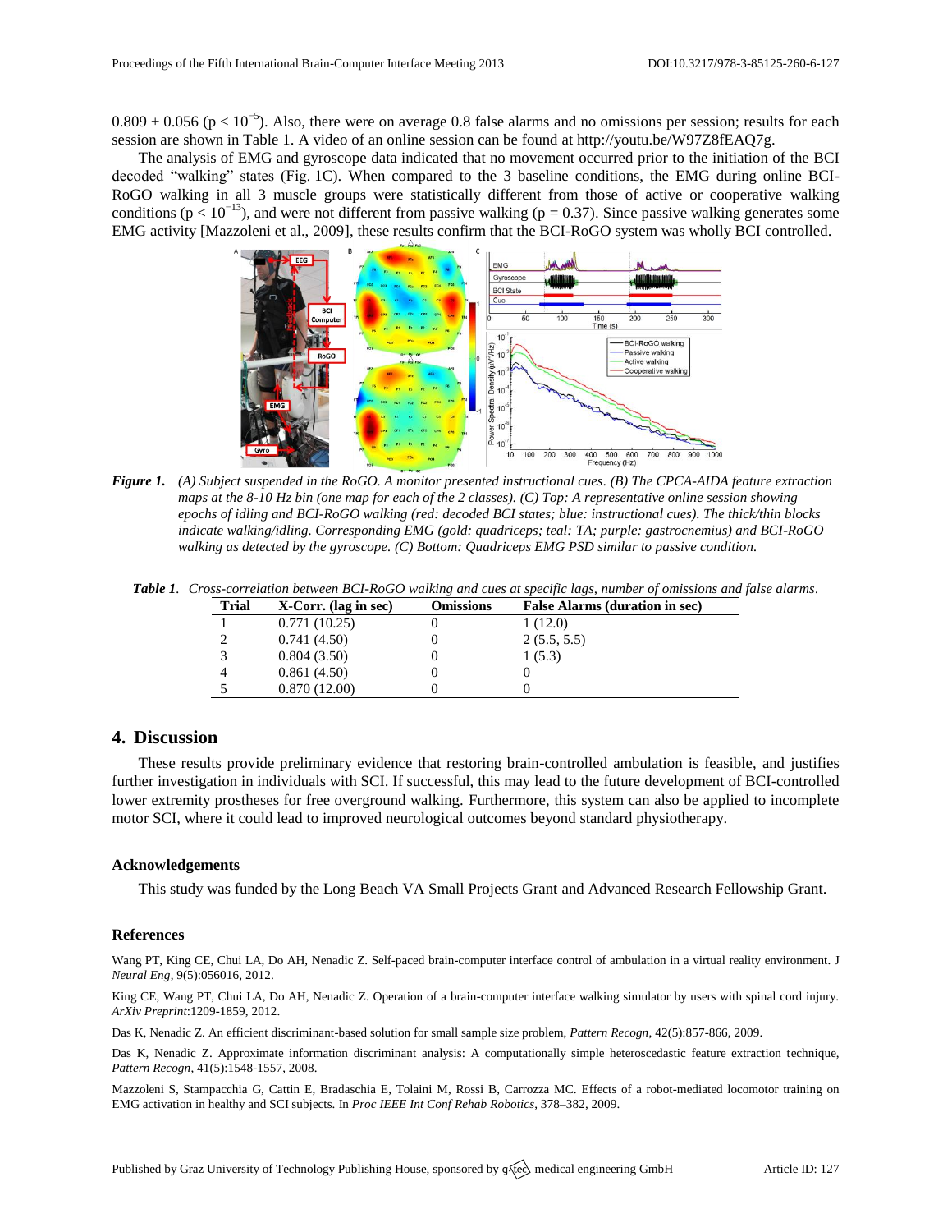0.809 ± 0.056 ($p < 10^{-5}$). Also, there were on average 0.8 false alarms and no omissions per session; results for each session are shown in Table 1. A video of an online session can be found at http://youtu.be/W97Z8fEAQ7g.

The analysis of EMG and gyroscope data indicated that no movement occurred prior to the initiation of the BCI decoded "walking" states (Fig. 1C). When compared to the 3 baseline conditions, the EMG during online BCI-RoGO walking in all 3 muscle groups were statistically different from those of active or cooperative walking conditions ($p < 10^{-13}$), and were not different from passive walking ($p = 0.37$). Since passive walking generates some EMG activity [Mazzoleni et al., 2009], these results confirm that the BCI-RoGO system was wholly BCI controlled.

***Figure 1.*** *(A) Subject suspended in the RoGO. A monitor presented instructional cues. (B) The CPCA-AIDA feature extraction maps at the 8-10 Hz bin (one map for each of the 2 classes). (C) Top: A representative online session showing epochs of idling and BCI-RoGO walking (red: decoded BCI states; blue: instructional cues). The thick/thin blocks indicate walking/idling. Corresponding EMG (gold: quadriceps; teal: TA; purple: gastrocnemius) and BCI-RoGO walking as detected by the gyroscope. (C) Bottom: Quadriceps EMG PSD similar to passive condition.*

***Table 1****. Cross-correlation between BCI-RoGO walking and cues at specific lags, number of omissions and false alarms.*

| Trial | X-Corr. (lag in sec) | Omissions | False Alarms (duration in sec) |
|---|---|---|---|
| 1 | 0.771 (10.25) | 0 | 1 (12.0) |
| 2 | 0.741 (4.50) | 0 | 2 (5.5, 5.5) |
| 3 | 0.804 (3.50) | 0 | 1 (5.3) |
| 4 | 0.861 (4.50) | 0 | 0 |
| 5 | 0.870 (12.00) | 0 | 0 |

## 4. Discussion

These results provide preliminary evidence that restoring brain-controlled ambulation is feasible, and justifies further investigation in individuals with SCI. If successful, this may lead to the future development of BCI-controlled lower extremity prostheses for free overground walking. Furthermore, this system can also be applied to incomplete motor SCI, where it could lead to improved neurological outcomes beyond standard physiotherapy.

### Acknowledgements

This study was funded by the Long Beach VA Small Projects Grant and Advanced Research Fellowship Grant.

### References

Wang PT, King CE, Chui LA, Do AH, Nenadic Z. Self-paced brain-computer interface control of ambulation in a virtual reality environment. J *Neural Eng*, 9(5):056016, 2012.

King CE, Wang PT, Chui LA, Do AH, Nenadic Z. Operation of a brain-computer interface walking simulator by users with spinal cord injury. *ArXiv Preprint*:1209-1859, 2012.

Das K, Nenadic Z. An efficient discriminant-based solution for small sample size problem, *Pattern Recogn*, 42(5):857-866, 2009.

Das K, Nenadic Z. Approximate information discriminant analysis: A computationally simple heteroscedastic feature extraction technique, *Pattern Recogn*, 41(5):1548-1557, 2008.

Mazzoleni S, Stampacchia G, Cattin E, Bradaschia E, Tolaini M, Rossi B, Carrozza MC. Effects of a robot-mediated locomotor training on EMG activation in healthy and SCI subjects. In *Proc IEEE Int Conf Rehab Robotics*, 378–382, 2009.